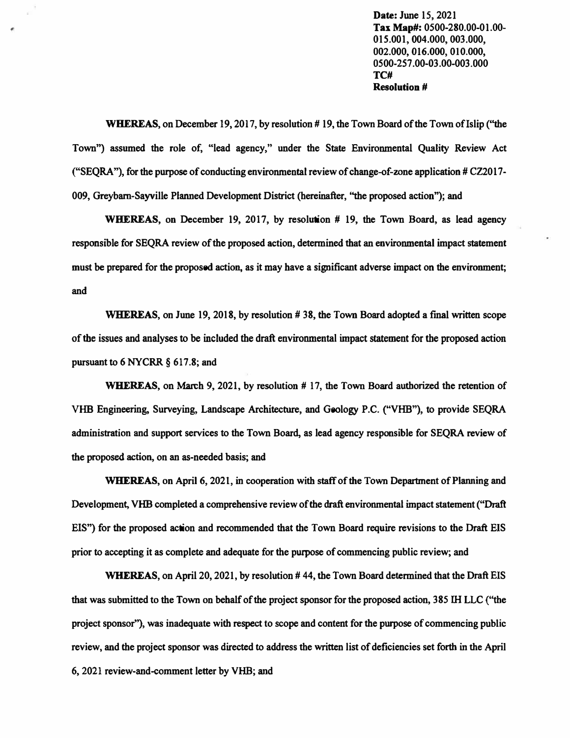**Date:** June 15, 2021
**Tax Map#:** 0500-280.00-01.00-015.001, 004.000, 003.000, 002.000, 016.000, 010.000, 0500-257.00-03.00-003.000
**TC#**
**Resolution #**

**WHEREAS**, on December 19, 2017, by resolution # 19, the Town Board of the Town of Islip ("the Town") assumed the role of, "lead agency," under the State Environmental Quality Review Act ("SEQRA"), for the purpose of conducting environmental review of change-of-zone application # CZ2017-009, Greybarn-Sayville Planned Development District (hereinafter, "the proposed action"); and

**WHEREAS**, on December 19, 2017, by resolution # 19, the Town Board, as lead agency responsible for SEQRA review of the proposed action, determined that an environmental impact statement must be prepared for the proposed action, as it may have a significant adverse impact on the environment; and

**WHEREAS**, on June 19, 2018, by resolution # 38, the Town Board adopted a final written scope of the issues and analyses to be included the draft environmental impact statement for the proposed action pursuant to 6 NYCRR § 617.8; and

**WHEREAS**, on March 9, 2021, by resolution # 17, the Town Board authorized the retention of VHB Engineering, Surveying, Landscape Architecture, and Geology P.C. ("VHB"), to provide SEQRA administration and support services to the Town Board, as lead agency responsible for SEQRA review of the proposed action, on an as-needed basis; and

**WHEREAS**, on April 6, 2021, in cooperation with staff of the Town Department of Planning and Development, VHB completed a comprehensive review of the draft environmental impact statement ("Draft EIS") for the proposed action and recommended that the Town Board require revisions to the Draft EIS prior to accepting it as complete and adequate for the purpose of commencing public review; and

**WHEREAS**, on April 20, 2021, by resolution # 44, the Town Board determined that the Draft EIS that was submitted to the Town on behalf of the project sponsor for the proposed action, 385 IH LLC ("the project sponsor"), was inadequate with respect to scope and content for the purpose of commencing public review, and the project sponsor was directed to address the written list of deficiencies set forth in the April 6, 2021 review-and-comment letter by VHB; and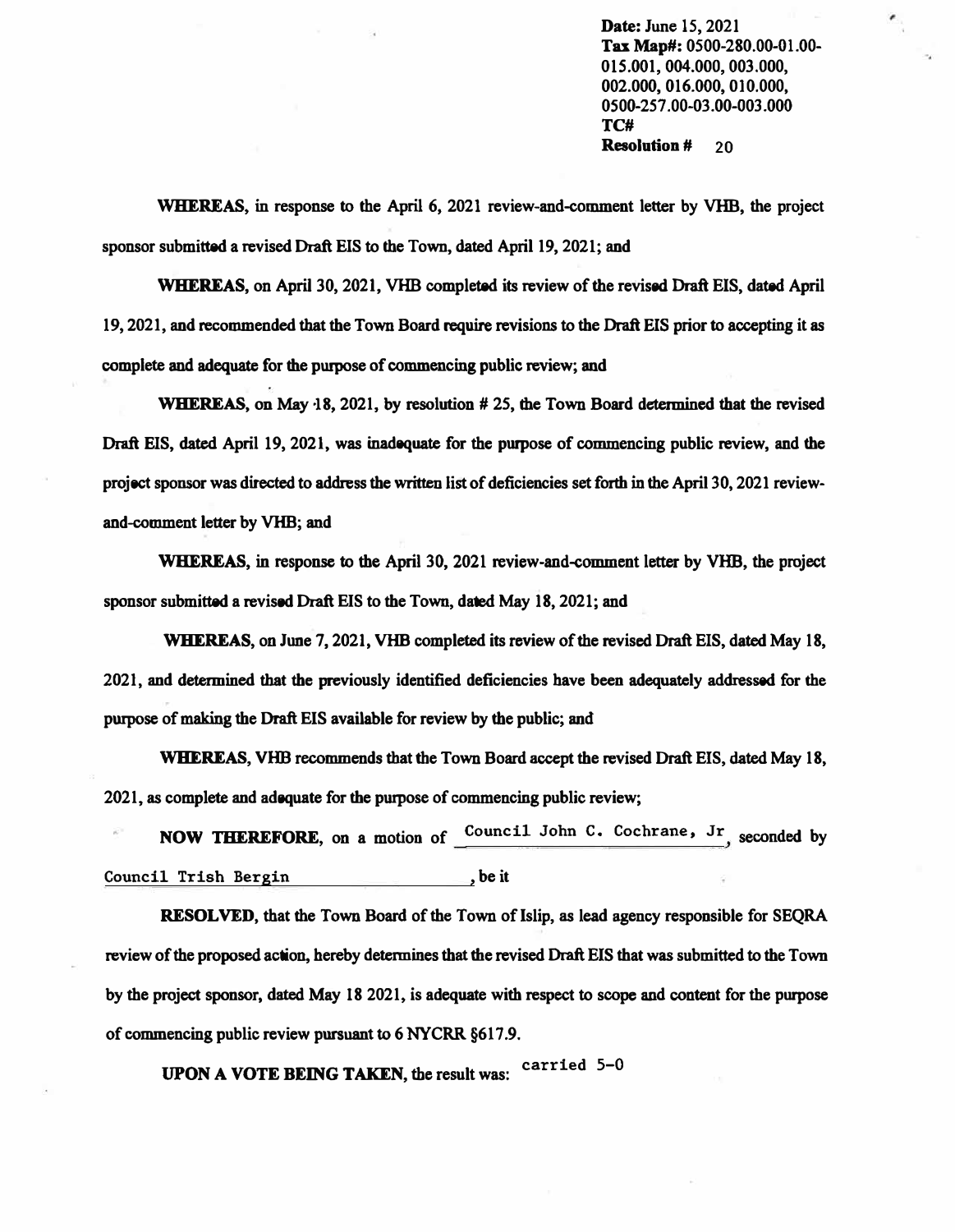**Date:** June 15, 2021
**Tax Map#:** 0500-280.00-01.00-015.001, 004.000, 003.000, 002.000, 016.000, 010.000, 0500-257.00-03.00-003.000
**TC#**
**Resolution #** 20

**WHEREAS**, in response to the April 6, 2021 review-and-comment letter by VHB, the project sponsor submitted a revised Draft EIS to the Town, dated April 19, 2021; and

**WHEREAS**, on April 30, 2021, VHB completed its review of the revised Draft EIS, dated April 19, 2021, and recommended that the Town Board require revisions to the Draft EIS prior to accepting it as complete and adequate for the purpose of commencing public review; and

**WHEREAS**, on May 18, 2021, by resolution # 25, the Town Board determined that the revised Draft EIS, dated April 19, 2021, was inadequate for the purpose of commencing public review, and the project sponsor was directed to address the written list of deficiencies set forth in the April 30, 2021 review-and-comment letter by VHB; and

**WHEREAS**, in response to the April 30, 2021 review-and-comment letter by VHB, the project sponsor submitted a revised Draft EIS to the Town, dated May 18, 2021; and

**WHEREAS**, on June 7, 2021, VHB completed its review of the revised Draft EIS, dated May 18, 2021, and determined that the previously identified deficiencies have been adequately addressed for the purpose of making the Draft EIS available for review by the public; and

**WHEREAS**, VHB recommends that the Town Board accept the revised Draft EIS, dated May 18, 2021, as complete and adequate for the purpose of commencing public review;

**NOW THEREFORE**, on a motion of Council John C. Cochrane, Jr, seconded by Council Trish Bergin, be it

**RESOLVED**, that the Town Board of the Town of Islip, as lead agency responsible for SEQRA review of the proposed action, hereby determines that the revised Draft EIS that was submitted to the Town by the project sponsor, dated May 18 2021, is adequate with respect to scope and content for the purpose of commencing public review pursuant to 6 NYCRR §617.9.

**UPON A VOTE BEING TAKEN**, the result was: carried 5-0